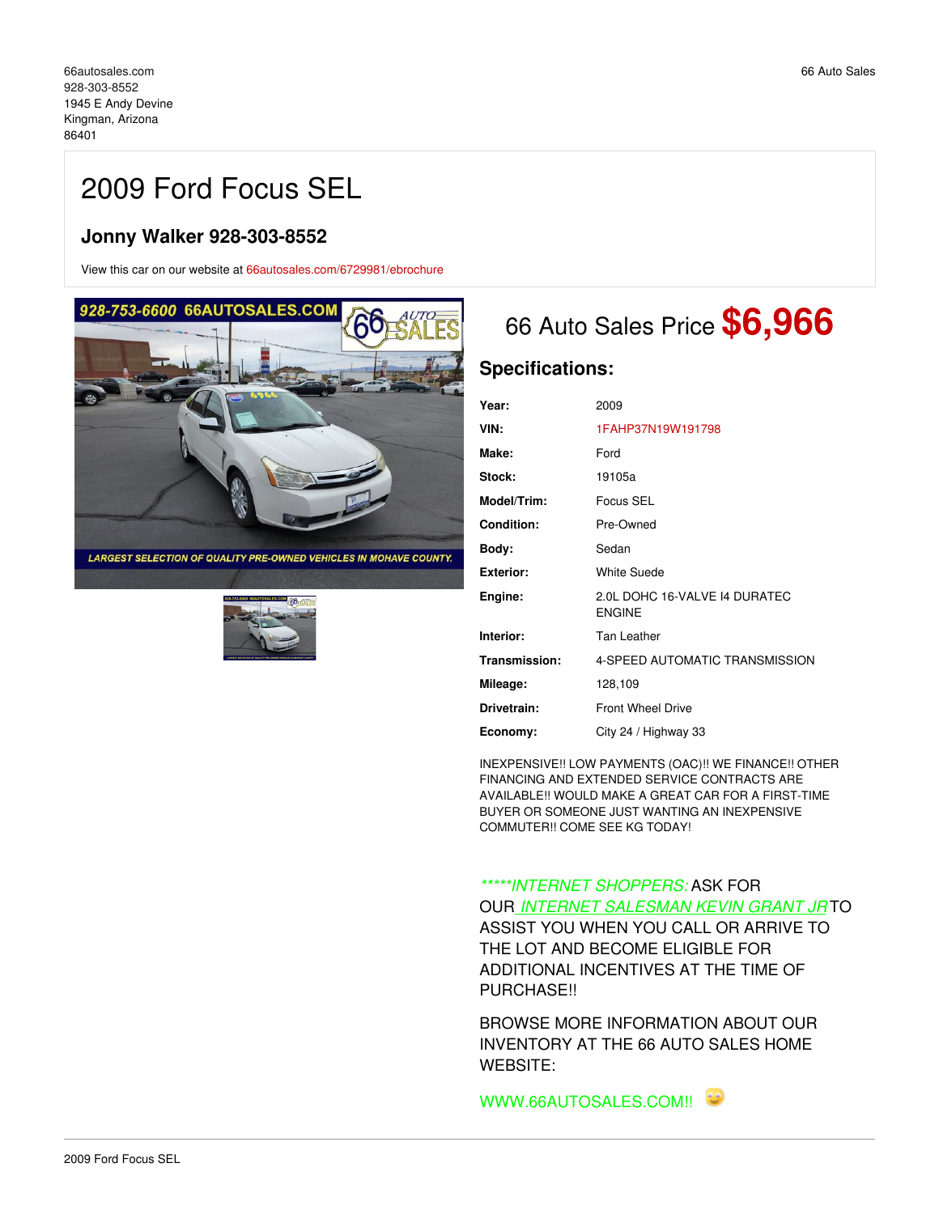66autosales.com
928-303-8552
1945 E Andy Devine
Kingman, Arizona
86401

66 Auto Sales

# 2009 Ford Focus SEL

## Jonny Walker 928-303-8552

View this car on our website at 66autosales.com/6729981/ebrochure

## 66 Auto Sales Price **$6,966**

### Specifications:

| | |
|---|---|
| **Year:** | 2009 |
| **VIN:** | 1FAHP37N19W191798 |
| **Make:** | Ford |
| **Stock:** | 19105a |
| **Model/Trim:** | Focus SEL |
| **Condition:** | Pre-Owned |
| **Body:** | Sedan |
| **Exterior:** | White Suede |
| **Engine:** | 2.0L DOHC 16-VALVE I4 DURATEC ENGINE |
| **Interior:** | Tan Leather |
| **Transmission:** | 4-SPEED AUTOMATIC TRANSMISSION |
| **Mileage:** | 128,109 |
| **Drivetrain:** | Front Wheel Drive |
| **Economy:** | City 24 / Highway 33 |

INEXPENSIVE!! LOW PAYMENTS (OAC)!! WE FINANCE!! OTHER FINANCING AND EXTENDED SERVICE CONTRACTS ARE AVAILABLE!! WOULD MAKE A GREAT CAR FOR A FIRST-TIME BUYER OR SOMEONE JUST WANTING AN INEXPENSIVE COMMUTER!! COME SEE KG TODAY!

*****INTERNET SHOPPERS:* ASK FOR OUR *INTERNET SALESMAN KEVIN GRANT JR* TO ASSIST YOU WHEN YOU CALL OR ARRIVE TO THE LOT AND BECOME ELIGIBLE FOR ADDITIONAL INCENTIVES AT THE TIME OF PURCHASE!!

BROWSE MORE INFORMATION ABOUT OUR INVENTORY AT THE 66 AUTO SALES HOME WEBSITE:

WWW.66AUTOSALES.COM!!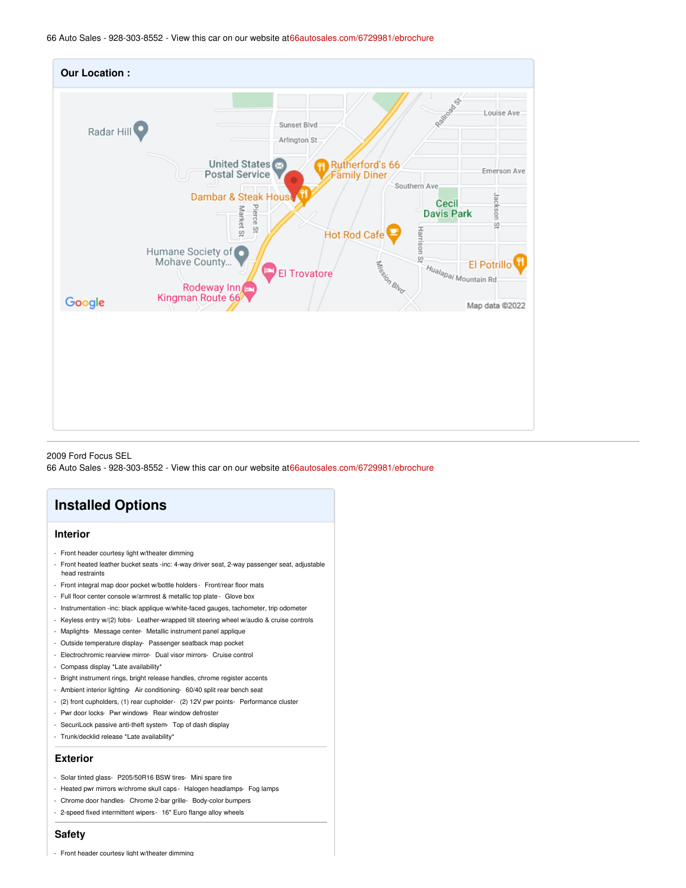66 Auto Sales - 928-303-8552 - View this car on our website at66autosales.com/6729981/ebrochure

**Our Location :**

2009 Ford Focus SEL
66 Auto Sales - 928-303-8552 - View this car on our website at66autosales.com/6729981/ebrochure

# Installed Options

## Interior

- Front header courtesy light w/theater dimming
- Front heated leather bucket seats -inc: 4-way driver seat, 2-way passenger seat, adjustable head restraints
- Front integral map door pocket w/bottle holders - Front/rear floor mats
- Full floor center console w/armrest & metallic top plate - Glove box
- Instrumentation -inc: black applique w/white-faced gauges, tachometer, trip odometer
- Keyless entry w/(2) fobs - Leather-wrapped tilt steering wheel w/audio & cruise controls
- Maplights - Message center - Metallic instrument panel applique
- Outside temperature display - Passenger seatback map pocket
- Electrochromic rearview mirror - Dual visor mirrors - Cruise control
- Compass display *Late availability*
- Bright instrument rings, bright release handles, chrome register accents
- Ambient interior lighting - Air conditioning - 60/40 split rear bench seat
- (2) front cupholders, (1) rear cupholder - (2) 12V pwr points - Performance cluster
- Pwr door locks - Pwr windows - Rear window defroster
- SecuriLock passive anti-theft system - Top of dash display
- Trunk/decklid release *Late availability*

## Exterior

- Solar tinted glass - P205/50R16 BSW tires - Mini spare tire
- Heated pwr mirrors w/chrome skull caps - Halogen headlamps - Fog lamps
- Chrome door handles - Chrome 2-bar grille - Body-color bumpers
- 2-speed fixed intermittent wipers - 16" Euro flange alloy wheels

## Safety

- Front header courtesy light w/theater dimming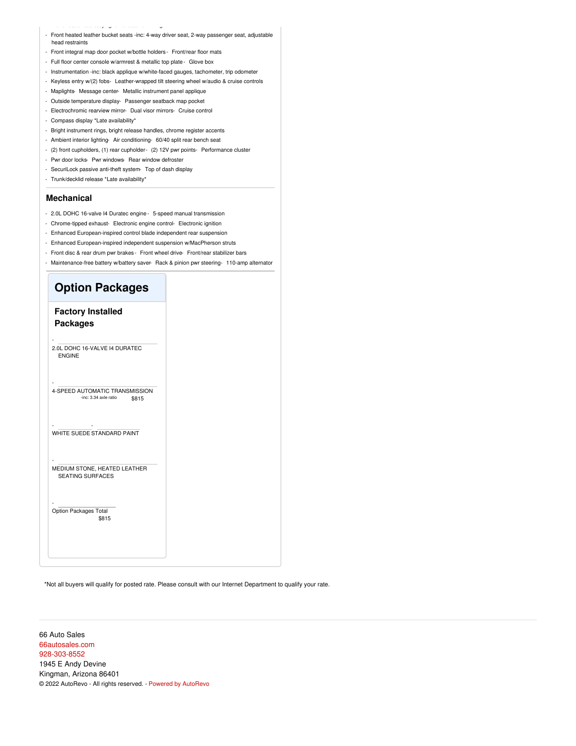- Front heated leather bucket seats -inc: 4-way driver seat, 2-way passenger seat, adjustable head restraints
- Front integral map door pocket w/bottle holders - Front/rear floor mats
- Full floor center console w/armrest & metallic top plate - Glove box
- Instrumentation -inc: black applique w/white-faced gauges, tachometer, trip odometer
- Keyless entry w/(2) fobs - Leather-wrapped tilt steering wheel w/audio & cruise controls
- Maplights - Message center - Metallic instrument panel applique
- Outside temperature display - Passenger seatback map pocket
- Electrochromic rearview mirror - Dual visor mirrors - Cruise control
- Compass display *Late availability*
- Bright instrument rings, bright release handles, chrome register accents
- Ambient interior lighting - Air conditioning - 60/40 split rear bench seat
- (2) front cupholders, (1) rear cupholder - (2) 12V pwr points - Performance cluster
- Pwr door locks - Pwr windows - Rear window defroster
- SecuriLock passive anti-theft system - Top of dash display
- Trunk/decklid release *Late availability*

### Mechanical

- 2.0L DOHC 16-valve I4 Duratec engine - 5-speed manual transmission
- Chrome-tipped exhaust - Electronic engine control - Electronic ignition
- Enhanced European-inspired control blade independent rear suspension
- Enhanced European-inspired independent suspension w/MacPherson struts
- Front disc & rear drum pwr brakes - Front wheel drive - Front/rear stabilizer bars
- Maintenance-free battery w/battery saver - Rack & pinion pwr steering - 110-amp alternator

## Option Packages

### Factory Installed Packages

- 2.0L DOHC 16-VALVE I4 DURATEC ENGINE
- 4-SPEED AUTOMATIC TRANSMISSION -inc: 3.34 axle ratio $815
- WHITE SUEDE STANDARD PAINT
- MEDIUM STONE, HEATED LEATHER SEATING SURFACES
- Option Packages Total $815

*Not all buyers will qualify for posted rate. Please consult with our Internet Department to qualify your rate.

66 Auto Sales
66autosales.com
928-303-8552
1945 E Andy Devine
Kingman, Arizona 86401
© 2022 AutoRevo - All rights reserved. - Powered by AutoRevo